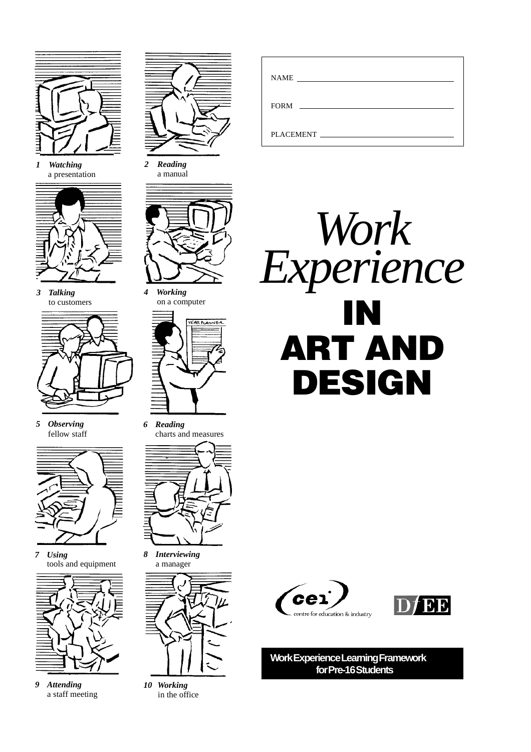| | |
|---|---|
| NAME | |
| FORM | |
| PLACEMENT | |

# *Work Experience* IN ART AND DESIGN

1 ***Watching*** a presentation

2 ***Reading*** a manual

3 ***Talking*** to customers

4 ***Working*** on a computer

5 ***Observing*** fellow staff

6 ***Reading*** charts and measures

7 ***Using*** tools and equipment

8 ***Interviewing*** a manager

9 ***Attending*** a staff meeting

10 ***Working*** in the office

cei centre for education & industry

DfEE

**Work Experience Learning Framework for Pre-16 Students**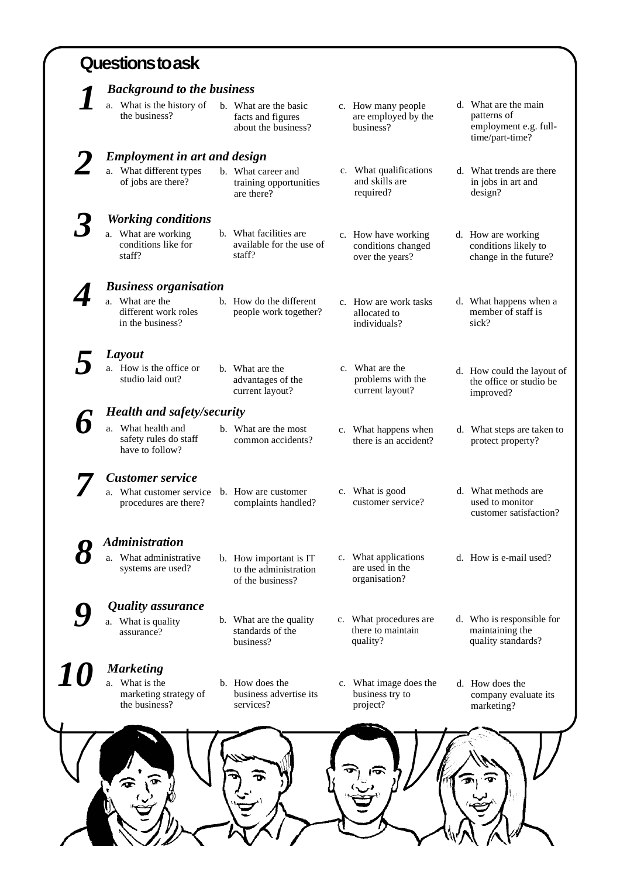# Questions to ask

## 1 *Background to the business*

a. What is the history of the business?

b. What are the basic facts and figures about the business?

c. How many people are employed by the business?

d. What are the main patterns of employment e.g. full-time/part-time?

## 2 *Employment in art and design*

a. What different types of jobs are there?

b. What career and training opportunities are there?

c. What qualifications and skills are required?

d. What trends are there in jobs in art and design?

## 3 *Working conditions*

a. What are working conditions like for staff?

b. What facilities are available for the use of staff?

c. How have working conditions changed over the years?

d. How are working conditions likely to change in the future?

## 4 *Business organisation*

a. What are the different work roles in the business?

b. How do the different people work together?

c. How are work tasks allocated to individuals?

d. What happens when a member of staff is sick?

## 5 *Layout*

a. How is the office or studio laid out?

b. What are the advantages of the current layout?

c. What are the problems with the current layout?

d. How could the layout of the office or studio be improved?

## 6 *Health and safety/security*

a. What health and safety rules do staff have to follow?

b. What are the most common accidents?

c. What happens when there is an accident?

d. What steps are taken to protect property?

## 7 *Customer service*

a. What customer service procedures are there?

b. How are customer complaints handled?

c. What is good customer service?

d. What methods are used to monitor customer satisfaction?

## 8 *Administration*

a. What administrative systems are used?

b. How important is IT to the administration of the business?

c. What applications are used in the organisation?

d. How is e-mail used?

## 9 *Quality assurance*

a. What is quality assurance?

b. What are the quality standards of the business?

c. What procedures are there to maintain quality?

d. Who is responsible for maintaining the quality standards?

## 10 *Marketing*

a. What is the marketing strategy of the business?

b. How does the business advertise its services?

c. What image does the business try to project?

d. How does the company evaluate its marketing?